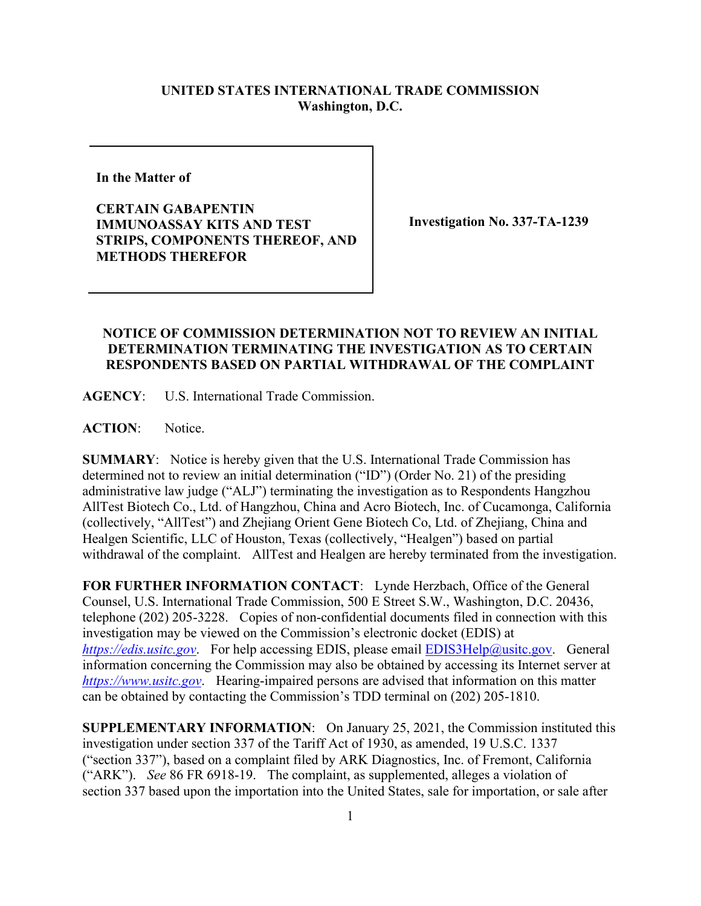**UNITED STATES INTERNATIONAL TRADE COMMISSION**
**Washington, D.C.**

**In the Matter of**

**CERTAIN GABAPENTIN IMMUNOASSAY KITS AND TEST STRIPS, COMPONENTS THEREOF, AND METHODS THEREFOR**

**Investigation No. 337-TA-1239**

**NOTICE OF COMMISSION DETERMINATION NOT TO REVIEW AN INITIAL DETERMINATION TERMINATING THE INVESTIGATION AS TO CERTAIN RESPONDENTS BASED ON PARTIAL WITHDRAWAL OF THE COMPLAINT**

**AGENCY**: U.S. International Trade Commission.

**ACTION**: Notice.

**SUMMARY**: Notice is hereby given that the U.S. International Trade Commission has determined not to review an initial determination ("ID") (Order No. 21) of the presiding administrative law judge ("ALJ") terminating the investigation as to Respondents Hangzhou AllTest Biotech Co., Ltd. of Hangzhou, China and Acro Biotech, Inc. of Cucamonga, California (collectively, "AllTest") and Zhejiang Orient Gene Biotech Co, Ltd. of Zhejiang, China and Healgen Scientific, LLC of Houston, Texas (collectively, "Healgen") based on partial withdrawal of the complaint. AllTest and Healgen are hereby terminated from the investigation.

**FOR FURTHER INFORMATION CONTACT**: Lynde Herzbach, Office of the General Counsel, U.S. International Trade Commission, 500 E Street S.W., Washington, D.C. 20436, telephone (202) 205-3228. Copies of non-confidential documents filed in connection with this investigation may be viewed on the Commission's electronic docket (EDIS) at *https://edis.usitc.gov*. For help accessing EDIS, please email EDIS3Help@usitc.gov. General information concerning the Commission may also be obtained by accessing its Internet server at *https://www.usitc.gov*. Hearing-impaired persons are advised that information on this matter can be obtained by contacting the Commission's TDD terminal on (202) 205-1810.

**SUPPLEMENTARY INFORMATION**: On January 25, 2021, the Commission instituted this investigation under section 337 of the Tariff Act of 1930, as amended, 19 U.S.C. 1337 ("section 337"), based on a complaint filed by ARK Diagnostics, Inc. of Fremont, California ("ARK"). *See* 86 FR 6918-19. The complaint, as supplemented, alleges a violation of section 337 based upon the importation into the United States, sale for importation, or sale after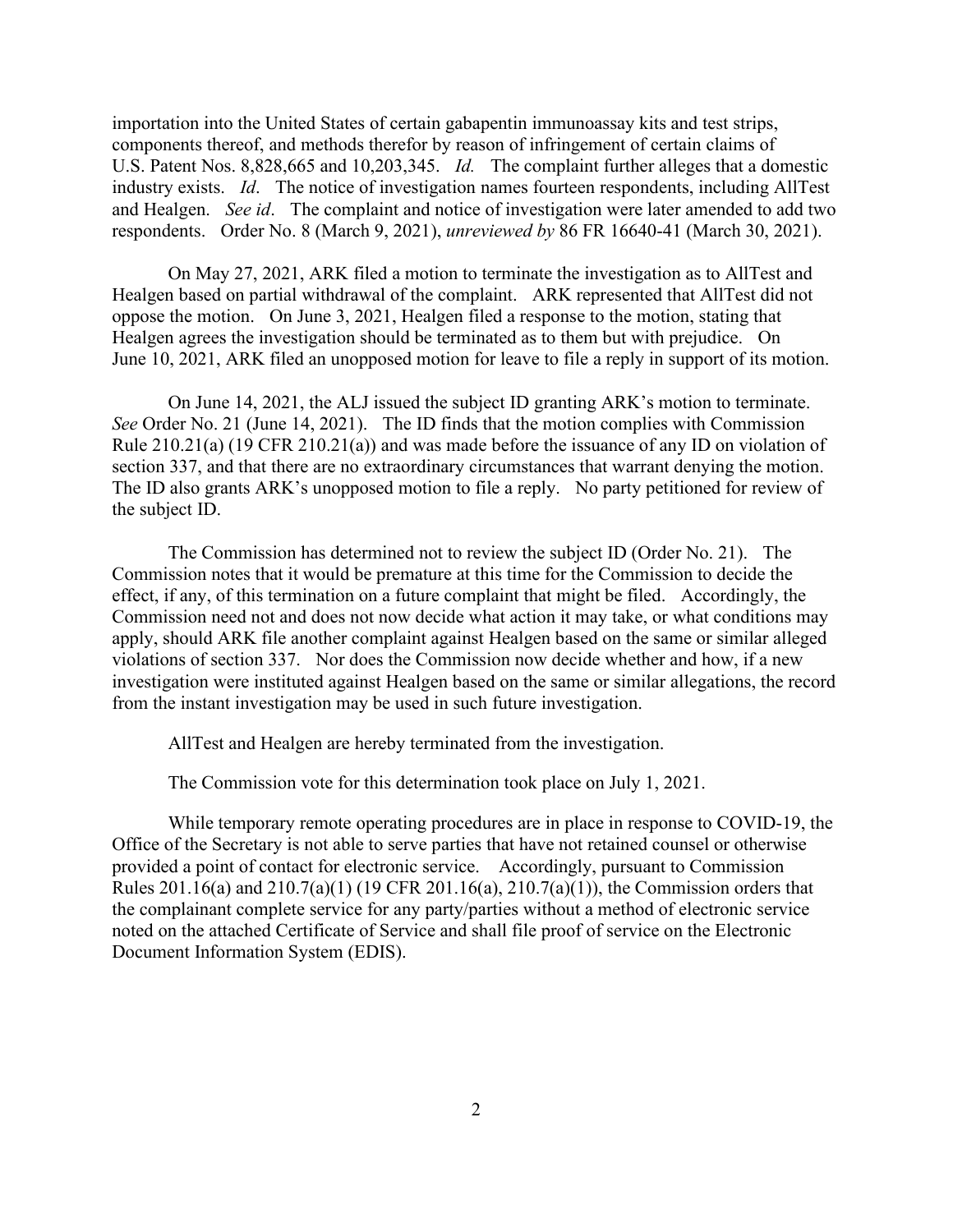importation into the United States of certain gabapentin immunoassay kits and test strips, components thereof, and methods therefor by reason of infringement of certain claims of U.S. Patent Nos. 8,828,665 and 10,203,345. *Id.* The complaint further alleges that a domestic industry exists. *Id*. The notice of investigation names fourteen respondents, including AllTest and Healgen. *See id*. The complaint and notice of investigation were later amended to add two respondents. Order No. 8 (March 9, 2021), *unreviewed by* 86 FR 16640-41 (March 30, 2021).

On May 27, 2021, ARK filed a motion to terminate the investigation as to AllTest and Healgen based on partial withdrawal of the complaint. ARK represented that AllTest did not oppose the motion. On June 3, 2021, Healgen filed a response to the motion, stating that Healgen agrees the investigation should be terminated as to them but with prejudice. On June 10, 2021, ARK filed an unopposed motion for leave to file a reply in support of its motion.

On June 14, 2021, the ALJ issued the subject ID granting ARK's motion to terminate. *See* Order No. 21 (June 14, 2021). The ID finds that the motion complies with Commission Rule 210.21(a) (19 CFR 210.21(a)) and was made before the issuance of any ID on violation of section 337, and that there are no extraordinary circumstances that warrant denying the motion. The ID also grants ARK's unopposed motion to file a reply. No party petitioned for review of the subject ID.

The Commission has determined not to review the subject ID (Order No. 21). The Commission notes that it would be premature at this time for the Commission to decide the effect, if any, of this termination on a future complaint that might be filed. Accordingly, the Commission need not and does not now decide what action it may take, or what conditions may apply, should ARK file another complaint against Healgen based on the same or similar alleged violations of section 337. Nor does the Commission now decide whether and how, if a new investigation were instituted against Healgen based on the same or similar allegations, the record from the instant investigation may be used in such future investigation.

AllTest and Healgen are hereby terminated from the investigation.

The Commission vote for this determination took place on July 1, 2021.

While temporary remote operating procedures are in place in response to COVID-19, the Office of the Secretary is not able to serve parties that have not retained counsel or otherwise provided a point of contact for electronic service. Accordingly, pursuant to Commission Rules 201.16(a) and 210.7(a)(1) (19 CFR 201.16(a), 210.7(a)(1)), the Commission orders that the complainant complete service for any party/parties without a method of electronic service noted on the attached Certificate of Service and shall file proof of service on the Electronic Document Information System (EDIS).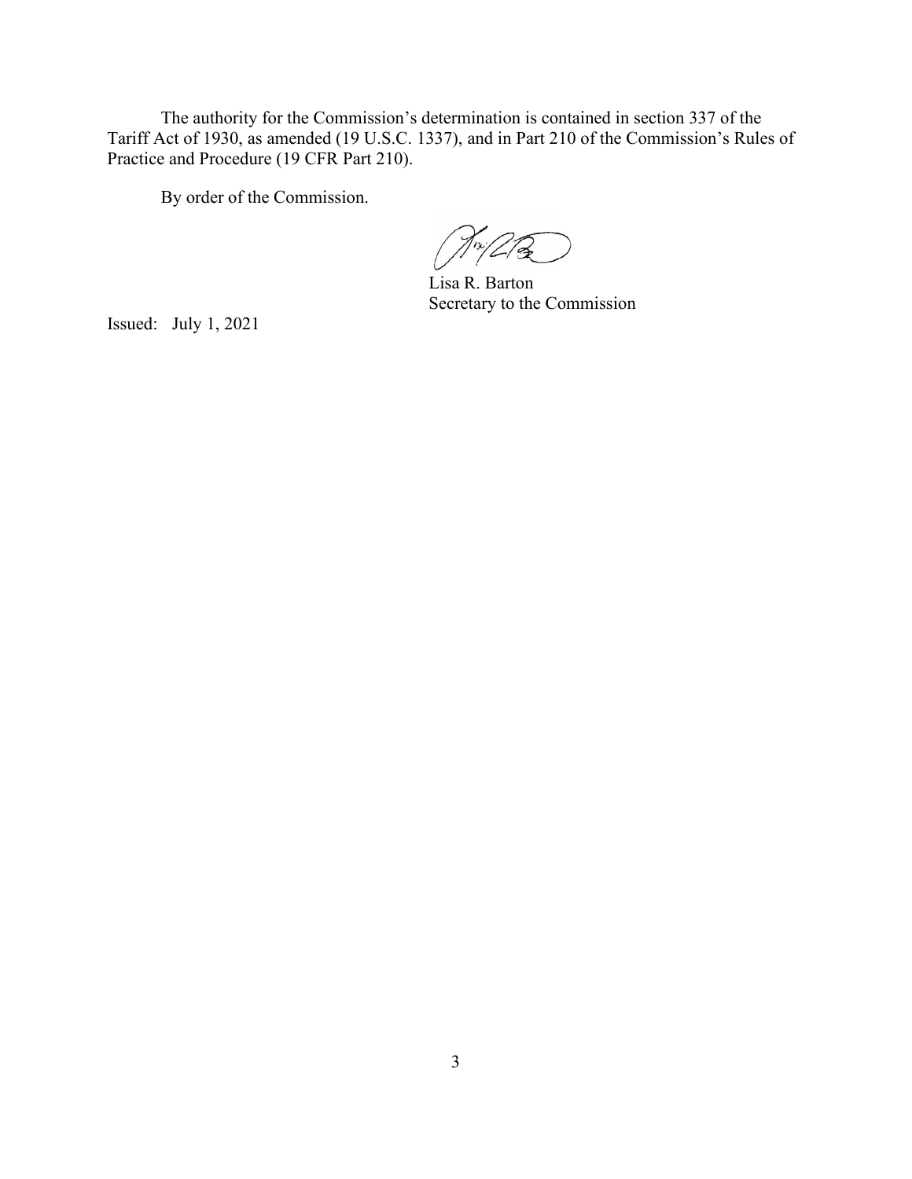The authority for the Commission's determination is contained in section 337 of the Tariff Act of 1930, as amended (19 U.S.C. 1337), and in Part 210 of the Commission's Rules of Practice and Procedure (19 CFR Part 210).

By order of the Commission.

Lisa R. Barton  
Secretary to the Commission

Issued: July 1, 2021